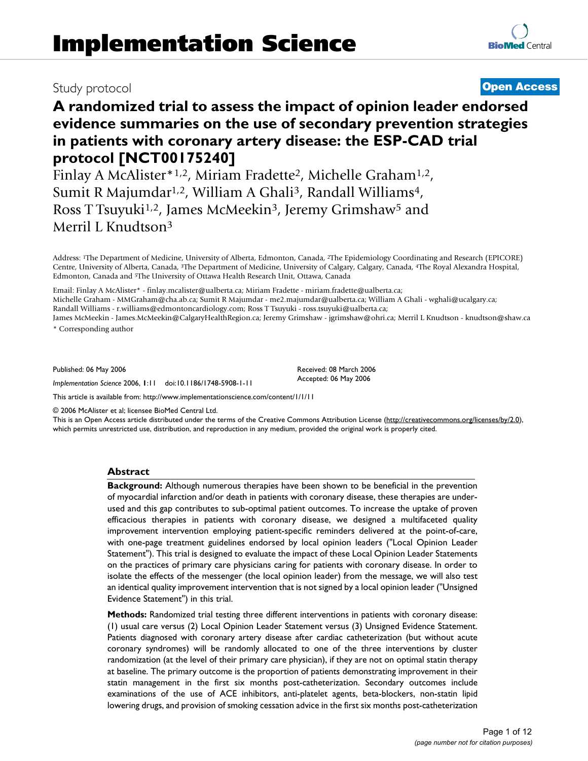# Implementation Science

Study protocol

**Open Access**

## A randomized trial to assess the impact of opinion leader endorsed evidence summaries on the use of secondary prevention strategies in patients with coronary artery disease: the ESP-CAD trial protocol [NCT00175240]

Finlay A McAlister*[1,2], Miriam Fradette[2], Michelle Graham[1,2], Sumit R Majumdar[1,2], William A Ghali[3], Randall Williams[4], Ross T Tsuyuki[1,2], James McMeekin[3], Jeremy Grimshaw[5] and Merril L Knudtson[3]

Address: [1]The Department of Medicine, University of Alberta, Edmonton, Canada, [2]The Epidemiology Coordinating and Research (EPICORE) Centre, University of Alberta, Canada, [3]The Department of Medicine, University of Calgary, Calgary, Canada, [4]The Royal Alexandra Hospital, Edmonton, Canada and [5]The University of Ottawa Health Research Unit, Ottawa, Canada

Email: Finlay A McAlister* - finlay.mcalister@ualberta.ca; Miriam Fradette - miriam.fradette@ualberta.ca; Michelle Graham - MMGraham@cha.ab.ca; Sumit R Majumdar - me2.majumdar@ualberta.ca; William A Ghali - wghali@ucalgary.ca; Randall Williams - r.williams@edmontoncardiology.com; Ross T Tsuyuki - ross.tsuyuki@ualberta.ca; James McMeekin - James.McMeekin@CalgaryHealthRegion.ca; Jeremy Grimshaw - jgrimshaw@ohri.ca; Merril L Knudtson - knudtson@shaw.ca

\* Corresponding author

Published: 06 May 2006

*Implementation Science* 2006, **1**:11 doi:10.1186/1748-5908-1-11

Received: 08 March 2006
Accepted: 06 May 2006

This article is available from: http://www.implementationscience.com/content/1/1/11

© 2006 McAlister et al; licensee BioMed Central Ltd.
This is an Open Access article distributed under the terms of the Creative Commons Attribution License (http://creativecommons.org/licenses/by/2.0), which permits unrestricted use, distribution, and reproduction in any medium, provided the original work is properly cited.

### Abstract

**Background:** Although numerous therapies have been shown to be beneficial in the prevention of myocardial infarction and/or death in patients with coronary disease, these therapies are under-used and this gap contributes to sub-optimal patient outcomes. To increase the uptake of proven efficacious therapies in patients with coronary disease, we designed a multifaceted quality improvement intervention employing patient-specific reminders delivered at the point-of-care, with one-page treatment guidelines endorsed by local opinion leaders ("Local Opinion Leader Statement"). This trial is designed to evaluate the impact of these Local Opinion Leader Statements on the practices of primary care physicians caring for patients with coronary disease. In order to isolate the effects of the messenger (the local opinion leader) from the message, we will also test an identical quality improvement intervention that is not signed by a local opinion leader ("Unsigned Evidence Statement") in this trial.

**Methods:** Randomized trial testing three different interventions in patients with coronary disease: (1) usual care versus (2) Local Opinion Leader Statement versus (3) Unsigned Evidence Statement. Patients diagnosed with coronary artery disease after cardiac catheterization (but without acute coronary syndromes) will be randomly allocated to one of the three interventions by cluster randomization (at the level of their primary care physician), if they are not on optimal statin therapy at baseline. The primary outcome is the proportion of patients demonstrating improvement in their statin management in the first six months post-catheterization. Secondary outcomes include examinations of the use of ACE inhibitors, anti-platelet agents, beta-blockers, non-statin lipid lowering drugs, and provision of smoking cessation advice in the first six months post-catheterization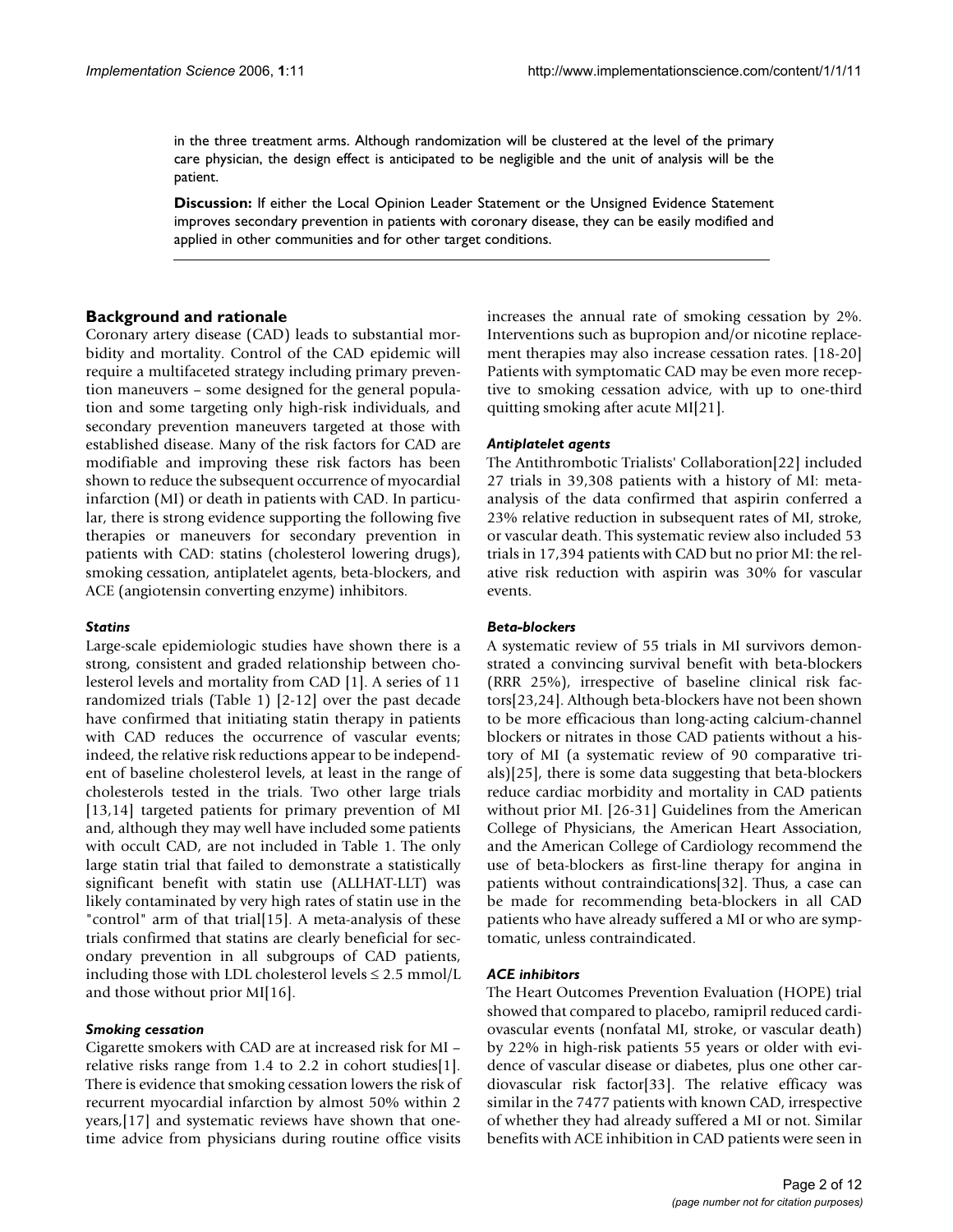in the three treatment arms. Although randomization will be clustered at the level of the primary care physician, the design effect is anticipated to be negligible and the unit of analysis will be the patient.

**Discussion:** If either the Local Opinion Leader Statement or the Unsigned Evidence Statement improves secondary prevention in patients with coronary disease, they can be easily modified and applied in other communities and for other target conditions.

## Background and rationale

Coronary artery disease (CAD) leads to substantial morbidity and mortality. Control of the CAD epidemic will require a multifaceted strategy including primary prevention maneuvers – some designed for the general population and some targeting only high-risk individuals, and secondary prevention maneuvers targeted at those with established disease. Many of the risk factors for CAD are modifiable and improving these risk factors has been shown to reduce the subsequent occurrence of myocardial infarction (MI) or death in patients with CAD. In particular, there is strong evidence supporting the following five therapies or maneuvers for secondary prevention in patients with CAD: statins (cholesterol lowering drugs), smoking cessation, antiplatelet agents, beta-blockers, and ACE (angiotensin converting enzyme) inhibitors.

### *Statins*

Large-scale epidemiologic studies have shown there is a strong, consistent and graded relationship between cholesterol levels and mortality from CAD [1]. A series of 11 randomized trials (Table 1) [2-12] over the past decade have confirmed that initiating statin therapy in patients with CAD reduces the occurrence of vascular events; indeed, the relative risk reductions appear to be independent of baseline cholesterol levels, at least in the range of cholesterols tested in the trials. Two other large trials [13,14] targeted patients for primary prevention of MI and, although they may well have included some patients with occult CAD, are not included in Table 1. The only large statin trial that failed to demonstrate a statistically significant benefit with statin use (ALLHAT-LLT) was likely contaminated by very high rates of statin use in the "control" arm of that trial[15]. A meta-analysis of these trials confirmed that statins are clearly beneficial for secondary prevention in all subgroups of CAD patients, including those with LDL cholesterol levels ≤ 2.5 mmol/L and those without prior MI[16].

### *Smoking cessation*

Cigarette smokers with CAD are at increased risk for MI – relative risks range from 1.4 to 2.2 in cohort studies[1]. There is evidence that smoking cessation lowers the risk of recurrent myocardial infarction by almost 50% within 2 years,[17] and systematic reviews have shown that one-time advice from physicians during routine office visits increases the annual rate of smoking cessation by 2%. Interventions such as bupropion and/or nicotine replacement therapies may also increase cessation rates. [18-20] Patients with symptomatic CAD may be even more receptive to smoking cessation advice, with up to one-third quitting smoking after acute MI[21].

### *Antiplatelet agents*

The Antithrombotic Trialists' Collaboration[22] included 27 trials in 39,308 patients with a history of MI: meta-analysis of the data confirmed that aspirin conferred a 23% relative reduction in subsequent rates of MI, stroke, or vascular death. This systematic review also included 53 trials in 17,394 patients with CAD but no prior MI: the relative risk reduction with aspirin was 30% for vascular events.

### *Beta-blockers*

A systematic review of 55 trials in MI survivors demonstrated a convincing survival benefit with beta-blockers (RRR 25%), irrespective of baseline clinical risk factors[23,24]. Although beta-blockers have not been shown to be more efficacious than long-acting calcium-channel blockers or nitrates in those CAD patients without a history of MI (a systematic review of 90 comparative trials)[25], there is some data suggesting that beta-blockers reduce cardiac morbidity and mortality in CAD patients without prior MI. [26-31] Guidelines from the American College of Physicians, the American Heart Association, and the American College of Cardiology recommend the use of beta-blockers as first-line therapy for angina in patients without contraindications[32]. Thus, a case can be made for recommending beta-blockers in all CAD patients who have already suffered a MI or who are symptomatic, unless contraindicated.

### *ACE inhibitors*

The Heart Outcomes Prevention Evaluation (HOPE) trial showed that compared to placebo, ramipril reduced cardiovascular events (nonfatal MI, stroke, or vascular death) by 22% in high-risk patients 55 years or older with evidence of vascular disease or diabetes, plus one other cardiovascular risk factor[33]. The relative efficacy was similar in the 7477 patients with known CAD, irrespective of whether they had already suffered a MI or not. Similar benefits with ACE inhibition in CAD patients were seen in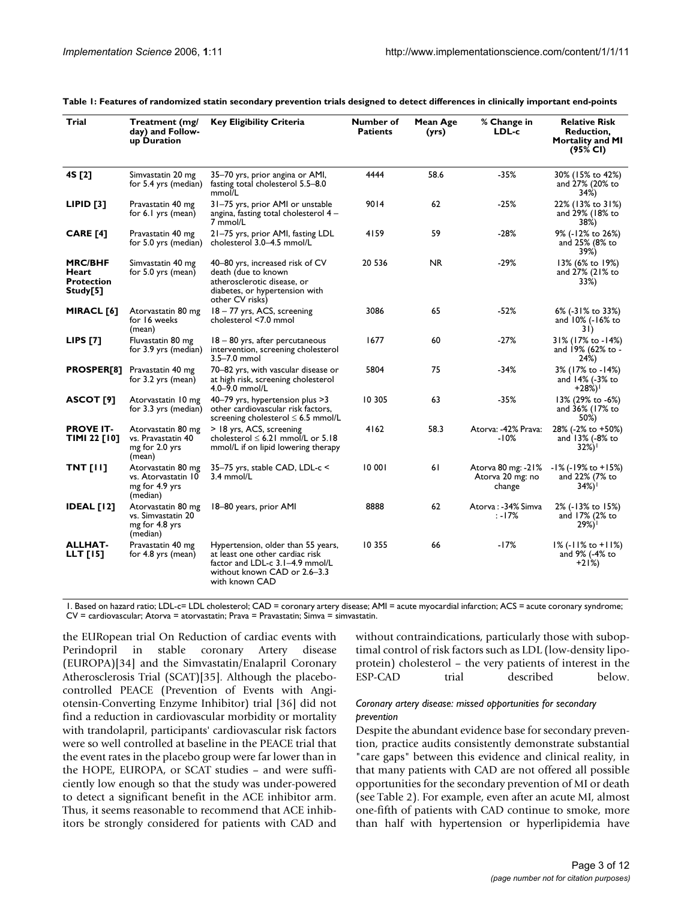**Table 1: Features of randomized statin secondary prevention trials designed to detect differences in clinically important end-points**

| Trial | Treatment (mg/ day) and Follow-up Duration | Key Eligibility Criteria | Number of Patients | Mean Age (yrs) | % Change in LDL-c | Relative Risk Reduction, Mortality and MI (95% CI) |
| --- | --- | --- | --- | --- | --- | --- |
| **4S [2]** | Simvastatin 20 mg for 5.4 yrs (median) | 35–70 yrs, prior angina or AMI, fasting total cholesterol 5.5–8.0 mmol/L | 4444 | 58.6 | -35% | 30% (15% to 42%) and 27% (20% to 34%) |
| **LIPID [3]** | Pravastatin 40 mg for 6.1 yrs (mean) | 31–75 yrs, prior AMI or unstable angina, fasting total cholesterol 4 – 7 mmol/L | 9014 | 62 | -25% | 22% (13% to 31%) and 29% (18% to 38%) |
| **CARE [4]** | Pravastatin 40 mg for 5.0 yrs (median) | 21–75 yrs, prior AMI, fasting LDL cholesterol 3.0–4.5 mmol/L | 4159 | 59 | -28% | 9% (-12% to 26%) and 25% (8% to 39%) |
| **MRC/BHF Heart Protection Study[5]** | Simvastatin 40 mg for 5.0 yrs (mean) | 40–80 yrs, increased risk of CV death (due to known atherosclerotic disease, or diabetes, or hypertension with other CV risks) | 20 536 | NR | -29% | 13% (6% to 19%) and 27% (21% to 33%) |
| **MIRACL [6]** | Atorvastatin 80 mg for 16 weeks (mean) | 18 – 77 yrs, ACS, screening cholesterol <7.0 mmol | 3086 | 65 | -52% | 6% (-31% to 33%) and 10% (-16% to 31) |
| **LIPS [7]** | Fluvastatin 80 mg for 3.9 yrs (median) | 18 – 80 yrs, after percutaneous intervention, screening cholesterol 3.5–7.0 mmol | 1677 | 60 | -27% | 31% (17% to -14%) and 19% (62% to -24%) |
| **PROSPER[8]** | Pravastatin 40 mg for 3.2 yrs (mean) | 70–82 yrs, with vascular disease or at high risk, screening cholesterol 4.0–9.0 mmol/L | 5804 | 75 | -34% | 3% (17% to -14%) and 14% (-3% to +28%)[1] |
| **ASCOT [9]** | Atorvastatin 10 mg for 3.3 yrs (median) | 40–79 yrs, hypertension plus >3 other cardiovascular risk factors, screening cholesterol ≤ 6.5 mmol/L | 10 305 | 63 | -35% | 13% (29% to -6%) and 36% (17% to 50%) |
| **PROVE IT-TIMI 22 [10]** | Atorvastatin 80 mg vs. Pravastatin 40 mg for 2.0 yrs (mean) | > 18 yrs, ACS, screening cholesterol ≤ 6.21 mmol/L or 5.18 mmol/L if on lipid lowering therapy | 4162 | 58.3 | Atorva: -42% Prava: -10% | 28% (-2% to +50%) and 13% (-8% to 32%)[1] |
| **TNT [11]** | Atorvastatin 80 mg vs. Atorvastatin 10 mg for 4.9 yrs (median) | 35–75 yrs, stable CAD, LDL-c < 3.4 mmol/L | 10 001 | 61 | Atorva 80 mg: -21% Atorva 20 mg: no change | -1% (-19% to +15%) and 22% (7% to 34%)[1] |
| **IDEAL [12]** | Atorvastatin 80 mg vs. Simvastatin 20 mg for 4.8 yrs (median) | 18–80 years, prior AMI | 8888 | 62 | Atorva : -34% Simva : -17% | 2% (-13% to 15%) and 17% (2% to 29%)[1] |
| **ALLHAT-LLT [15]** | Pravastatin 40 mg for 4.8 yrs (mean) | Hypertension, older than 55 years, at least one other cardiac risk factor and LDL-c 3.1–4.9 mmol/L without known CAD or 2.6–3.3 with known CAD | 10 355 | 66 | -17% | 1% (-11% to +11%) and 9% (-4% to +21%) |

1. Based on hazard ratio; LDL-c= LDL cholesterol; CAD = coronary artery disease; AMI = acute myocardial infarction; ACS = acute coronary syndrome; CV = cardiovascular; Atorva = atorvastatin; Prava = Pravastatin; Simva = simvastatin.

the EURopean trial On Reduction of cardiac events with Perindopril in stable coronary Artery disease (EUROPA)[34] and the Simvastatin/Enalapril Coronary Atherosclerosis Trial (SCAT)[35]. Although the placebo-controlled PEACE (Prevention of Events with Angiotensin-Converting Enzyme Inhibitor) trial [36] did not find a reduction in cardiovascular morbidity or mortality with trandolapril, participants' cardiovascular risk factors were so well controlled at baseline in the PEACE trial that the event rates in the placebo group were far lower than in the HOPE, EUROPA, or SCAT studies – and were sufficiently low enough so that the study was under-powered to detect a significant benefit in the ACE inhibitor arm. Thus, it seems reasonable to recommend that ACE inhibitors be strongly considered for patients with CAD and without contraindications, particularly those with suboptimal control of risk factors such as LDL (low-density lipoprotein) cholesterol – the very patients of interest in the ESP-CAD trial described below.

### *Coronary artery disease: missed opportunities for secondary prevention*

Despite the abundant evidence base for secondary prevention, practice audits consistently demonstrate substantial "care gaps" between this evidence and clinical reality, in that many patients with CAD are not offered all possible opportunities for the secondary prevention of MI or death (see Table 2). For example, even after an acute MI, almost one-fifth of patients with CAD continue to smoke, more than half with hypertension or hyperlipidemia have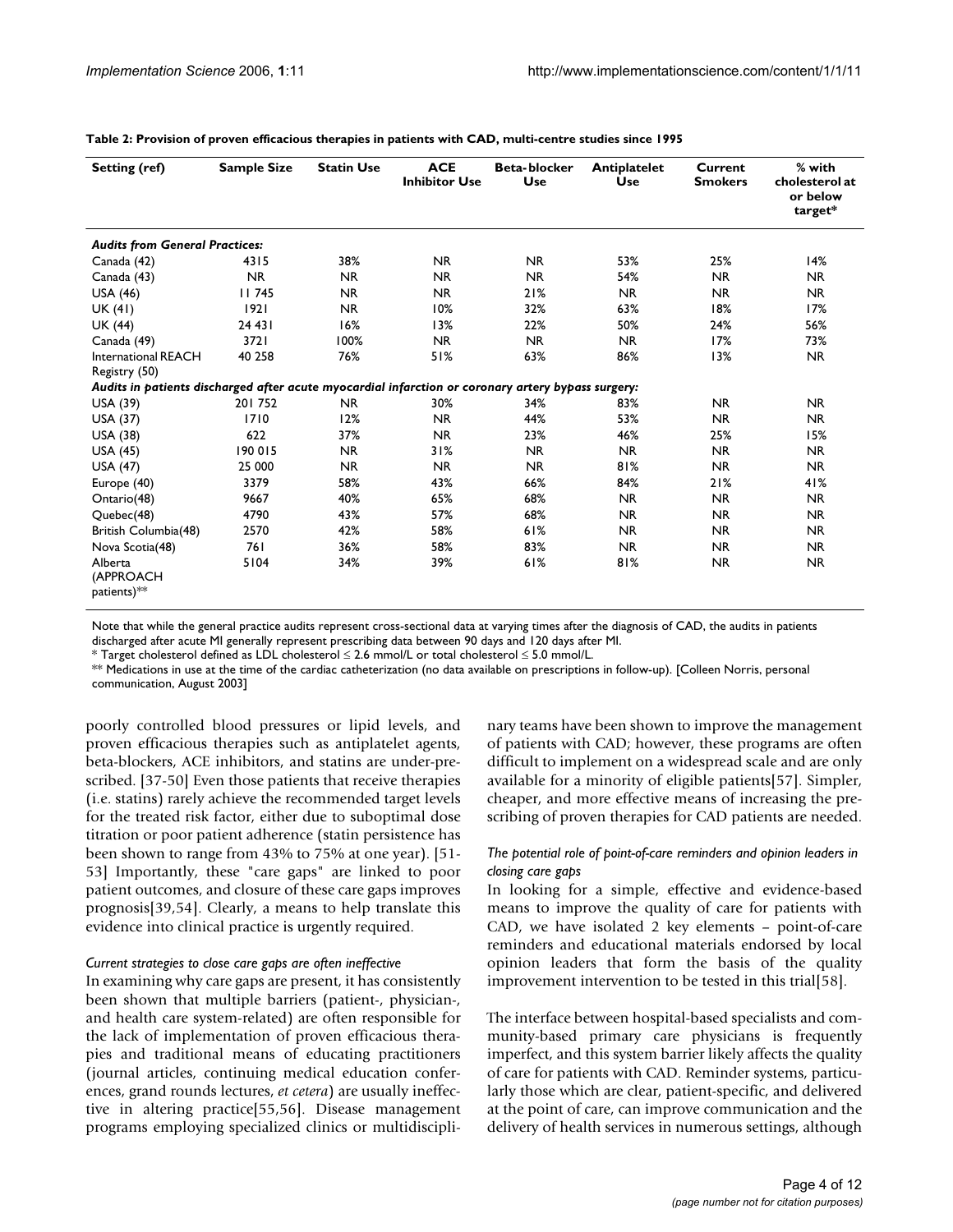**Table 2: Provision of proven efficacious therapies in patients with CAD, multi-centre studies since 1995**

| Setting (ref) | Sample Size | Statin Use | ACE Inhibitor Use | Beta-blocker Use | Antiplatelet Use | Current Smokers | % with cholesterol at or below target* |
|---|---|---|---|---|---|---|---|
| ***Audits from General Practices:*** | | | | | | | |
| Canada (42) | 4315 | 38% | NR | NR | 53% | 25% | 14% |
| Canada (43) | NR | NR | NR | NR | 54% | NR | NR |
| USA (46) | 11 745 | NR | NR | 21% | NR | NR | NR |
| UK (41) | 1921 | NR | 10% | 32% | 63% | 18% | 17% |
| UK (44) | 24 431 | 16% | 13% | 22% | 50% | 24% | 56% |
| Canada (49) | 3721 | 100% | NR | NR | NR | 17% | 73% |
| International REACH Registry (50) | 40 258 | 76% | 51% | 63% | 86% | 13% | NR |
| ***Audits in patients discharged after acute myocardial infarction or coronary artery bypass surgery:*** | | | | | | | |
| USA (39) | 201 752 | NR | 30% | 34% | 83% | NR | NR |
| USA (37) | 1710 | 12% | NR | 44% | 53% | NR | NR |
| USA (38) | 622 | 37% | NR | 23% | 46% | 25% | 15% |
| USA (45) | 190 015 | NR | 31% | NR | NR | NR | NR |
| USA (47) | 25 000 | NR | NR | NR | 81% | NR | NR |
| Europe (40) | 3379 | 58% | 43% | 66% | 84% | 21% | 41% |
| Ontario(48) | 9667 | 40% | 65% | 68% | NR | NR | NR |
| Quebec(48) | 4790 | 43% | 57% | 68% | NR | NR | NR |
| British Columbia(48) | 2570 | 42% | 58% | 61% | NR | NR | NR |
| Nova Scotia(48) | 761 | 36% | 58% | 83% | NR | NR | NR |
| Alberta (APPROACH patients)** | 5104 | 34% | 39% | 61% | 81% | NR | NR |

Note that while the general practice audits represent cross-sectional data at varying times after the diagnosis of CAD, the audits in patients discharged after acute MI generally represent prescribing data between 90 days and 120 days after MI.

* Target cholesterol defined as LDL cholesterol ≤ 2.6 mmol/L or total cholesterol ≤ 5.0 mmol/L.

** Medications in use at the time of the cardiac catheterization (no data available on prescriptions in follow-up). [Colleen Norris, personal communication, August 2003]

poorly controlled blood pressures or lipid levels, and proven efficacious therapies such as antiplatelet agents, beta-blockers, ACE inhibitors, and statins are under-prescribed. [37-50] Even those patients that receive therapies (i.e. statins) rarely achieve the recommended target levels for the treated risk factor, either due to suboptimal dose titration or poor patient adherence (statin persistence has been shown to range from 43% to 75% at one year). [51-53] Importantly, these "care gaps" are linked to poor patient outcomes, and closure of these care gaps improves prognosis[39,54]. Clearly, a means to help translate this evidence into clinical practice is urgently required.

### *Current strategies to close care gaps are often ineffective*

In examining why care gaps are present, it has consistently been shown that multiple barriers (patient-, physician-, and health care system-related) are often responsible for the lack of implementation of proven efficacious therapies and traditional means of educating practitioners (journal articles, continuing medical education conferences, grand rounds lectures, *et cetera*) are usually ineffective in altering practice[55,56]. Disease management programs employing specialized clinics or multidisciplinary teams have been shown to improve the management of patients with CAD; however, these programs are often difficult to implement on a widespread scale and are only available for a minority of eligible patients[57]. Simpler, cheaper, and more effective means of increasing the prescribing of proven therapies for CAD patients are needed.

### *The potential role of point-of-care reminders and opinion leaders in closing care gaps*

In looking for a simple, effective and evidence-based means to improve the quality of care for patients with CAD, we have isolated 2 key elements – point-of-care reminders and educational materials endorsed by local opinion leaders that form the basis of the quality improvement intervention to be tested in this trial[58].

The interface between hospital-based specialists and community-based primary care physicians is frequently imperfect, and this system barrier likely affects the quality of care for patients with CAD. Reminder systems, particularly those which are clear, patient-specific, and delivered at the point of care, can improve communication and the delivery of health services in numerous settings, although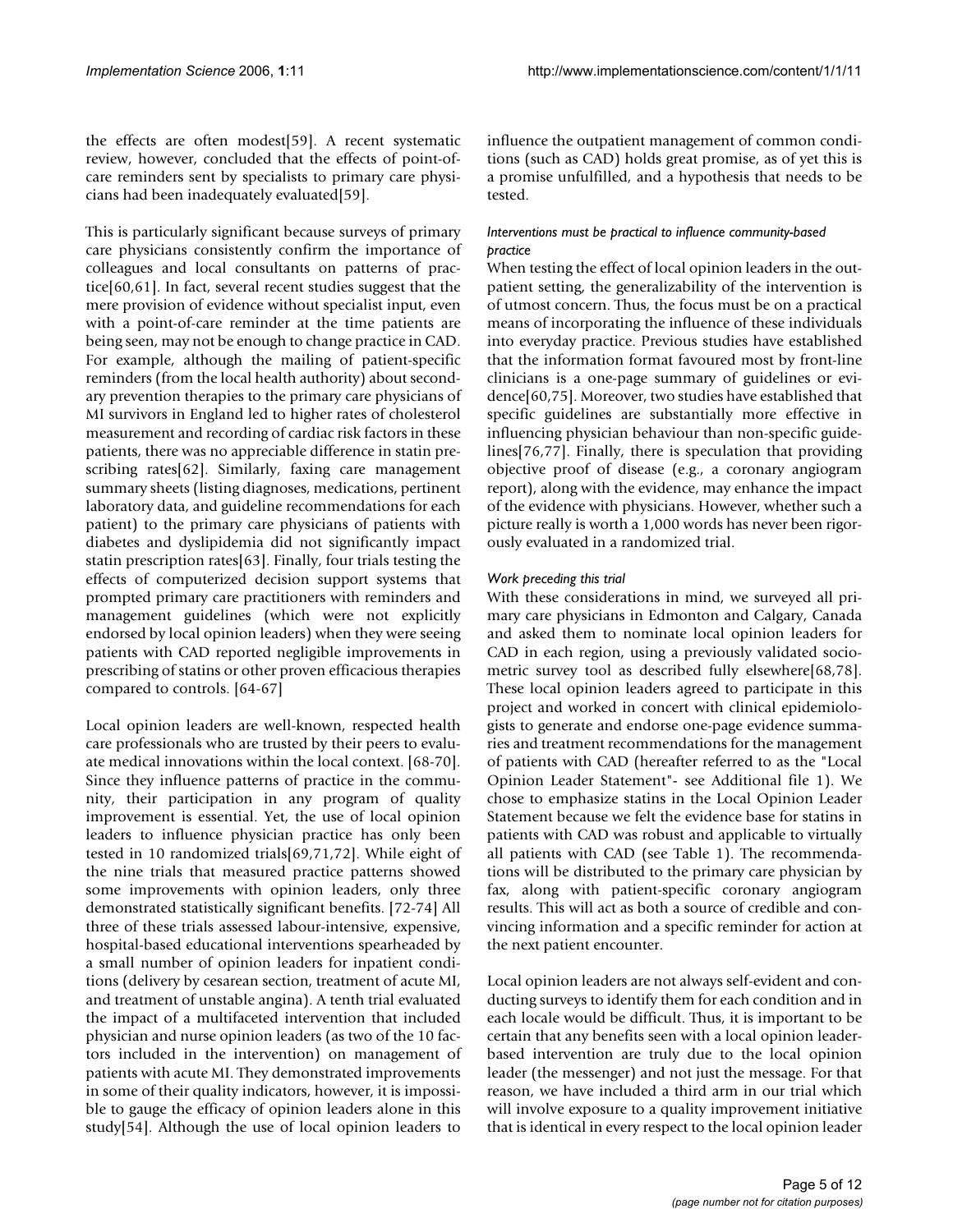the effects are often modest[59]. A recent systematic review, however, concluded that the effects of point-of-care reminders sent by specialists to primary care physicians had been inadequately evaluated[59].

This is particularly significant because surveys of primary care physicians consistently confirm the importance of colleagues and local consultants on patterns of practice[60,61]. In fact, several recent studies suggest that the mere provision of evidence without specialist input, even with a point-of-care reminder at the time patients are being seen, may not be enough to change practice in CAD. For example, although the mailing of patient-specific reminders (from the local health authority) about secondary prevention therapies to the primary care physicians of MI survivors in England led to higher rates of cholesterol measurement and recording of cardiac risk factors in these patients, there was no appreciable difference in statin prescribing rates[62]. Similarly, faxing care management summary sheets (listing diagnoses, medications, pertinent laboratory data, and guideline recommendations for each patient) to the primary care physicians of patients with diabetes and dyslipidemia did not significantly impact statin prescription rates[63]. Finally, four trials testing the effects of computerized decision support systems that prompted primary care practitioners with reminders and management guidelines (which were not explicitly endorsed by local opinion leaders) when they were seeing patients with CAD reported negligible improvements in prescribing of statins or other proven efficacious therapies compared to controls. [64-67]

Local opinion leaders are well-known, respected health care professionals who are trusted by their peers to evaluate medical innovations within the local context. [68-70]. Since they influence patterns of practice in the community, their participation in any program of quality improvement is essential. Yet, the use of local opinion leaders to influence physician practice has only been tested in 10 randomized trials[69,71,72]. While eight of the nine trials that measured practice patterns showed some improvements with opinion leaders, only three demonstrated statistically significant benefits. [72-74] All three of these trials assessed labour-intensive, expensive, hospital-based educational interventions spearheaded by a small number of opinion leaders for inpatient conditions (delivery by cesarean section, treatment of acute MI, and treatment of unstable angina). A tenth trial evaluated the impact of a multifaceted intervention that included physician and nurse opinion leaders (as two of the 10 factors included in the intervention) on management of patients with acute MI. They demonstrated improvements in some of their quality indicators, however, it is impossible to gauge the efficacy of opinion leaders alone in this study[54]. Although the use of local opinion leaders to influence the outpatient management of common conditions (such as CAD) holds great promise, as of yet this is a promise unfulfilled, and a hypothesis that needs to be tested.

#### *Interventions must be practical to influence community-based practice*

When testing the effect of local opinion leaders in the outpatient setting, the generalizability of the intervention is of utmost concern. Thus, the focus must be on a practical means of incorporating the influence of these individuals into everyday practice. Previous studies have established that the information format favoured most by front-line clinicians is a one-page summary of guidelines or evidence[60,75]. Moreover, two studies have established that specific guidelines are substantially more effective in influencing physician behaviour than non-specific guidelines[76,77]. Finally, there is speculation that providing objective proof of disease (e.g., a coronary angiogram report), along with the evidence, may enhance the impact of the evidence with physicians. However, whether such a picture really is worth a 1,000 words has never been rigorously evaluated in a randomized trial.

#### *Work preceding this trial*

With these considerations in mind, we surveyed all primary care physicians in Edmonton and Calgary, Canada and asked them to nominate local opinion leaders for CAD in each region, using a previously validated sociometric survey tool as described fully elsewhere[68,78]. These local opinion leaders agreed to participate in this project and worked in concert with clinical epidemiologists to generate and endorse one-page evidence summaries and treatment recommendations for the management of patients with CAD (hereafter referred to as the "Local Opinion Leader Statement"- see Additional file 1). We chose to emphasize statins in the Local Opinion Leader Statement because we felt the evidence base for statins in patients with CAD was robust and applicable to virtually all patients with CAD (see Table 1). The recommendations will be distributed to the primary care physician by fax, along with patient-specific coronary angiogram results. This will act as both a source of credible and convincing information and a specific reminder for action at the next patient encounter.

Local opinion leaders are not always self-evident and conducting surveys to identify them for each condition and in each locale would be difficult. Thus, it is important to be certain that any benefits seen with a local opinion leader-based intervention are truly due to the local opinion leader (the messenger) and not just the message. For that reason, we have included a third arm in our trial which will involve exposure to a quality improvement initiative that is identical in every respect to the local opinion leader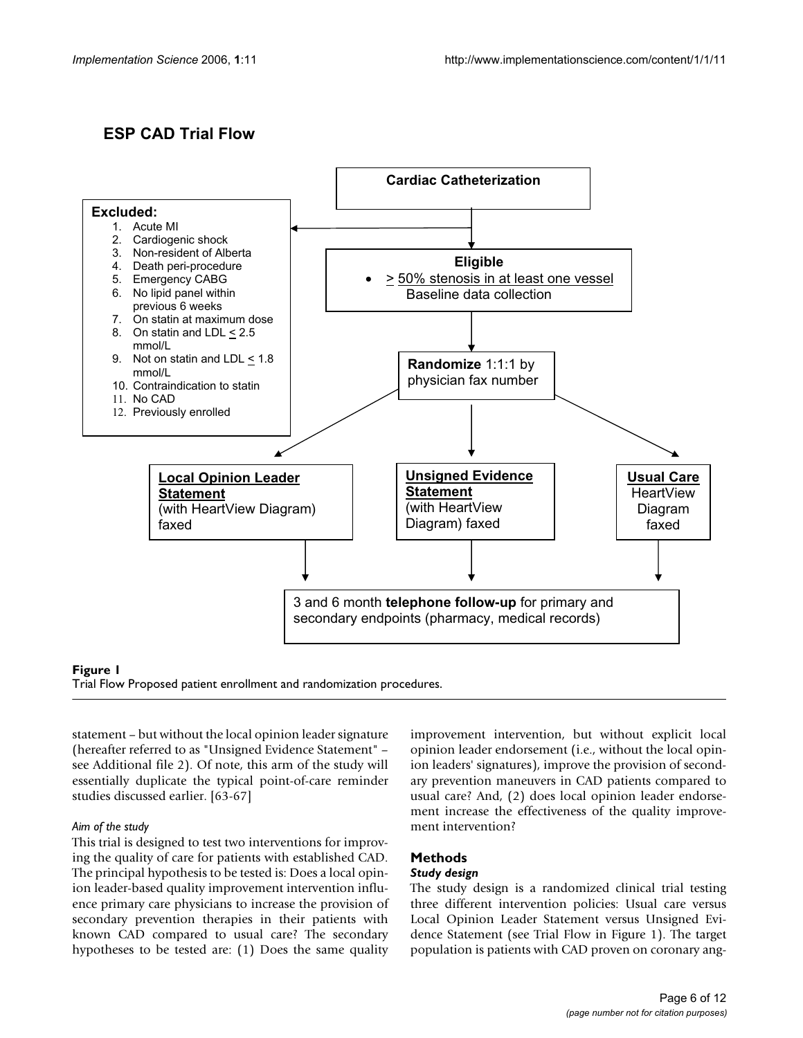## ESP CAD Trial Flow

**Cardiac Catheterization**

**Excluded:**

1. Acute MI
2. Cardiogenic shock
3. Non-resident of Alberta
4. Death peri-procedure
5. Emergency CABG
6. No lipid panel within previous 6 weeks
7. On statin at maximum dose
8. On statin and LDL ≤ 2.5 mmol/L
9. Not on statin and LDL ≤ 1.8 mmol/L
10. Contraindication to statin
11. No CAD
12. Previously enrolled

**Eligible**

- ≥ 50% stenosis in at least one vessel

Baseline data collection

**Randomize** 1:1:1 by physician fax number

**Local Opinion Leader Statement** (with HeartView Diagram) faxed

**Unsigned Evidence Statement** (with HeartView Diagram) faxed

**Usual Care** HeartView Diagram faxed

3 and 6 month **telephone follow-up** for primary and secondary endpoints (pharmacy, medical records)

**Figure 1**
Trial Flow Proposed patient enrollment and randomization procedures.

statement – but without the local opinion leader signature (hereafter referred to as "Unsigned Evidence Statement" – see Additional file 2). Of note, this arm of the study will essentially duplicate the typical point-of-care reminder studies discussed earlier. [63-67]

### *Aim of the study*

This trial is designed to test two interventions for improving the quality of care for patients with established CAD. The principal hypothesis to be tested is: Does a local opinion leader-based quality improvement intervention influence primary care physicians to increase the provision of secondary prevention therapies in their patients with known CAD compared to usual care? The secondary hypotheses to be tested are: (1) Does the same quality improvement intervention, but without explicit local opinion leader endorsement (i.e., without the local opinion leaders' signatures), improve the provision of secondary prevention maneuvers in CAD patients compared to usual care? And, (2) does local opinion leader endorsement increase the effectiveness of the quality improvement intervention?

## Methods

### *Study design*

The study design is a randomized clinical trial testing three different intervention policies: Usual care versus Local Opinion Leader Statement versus Unsigned Evidence Statement (see Trial Flow in Figure 1). The target population is patients with CAD proven on coronary ang-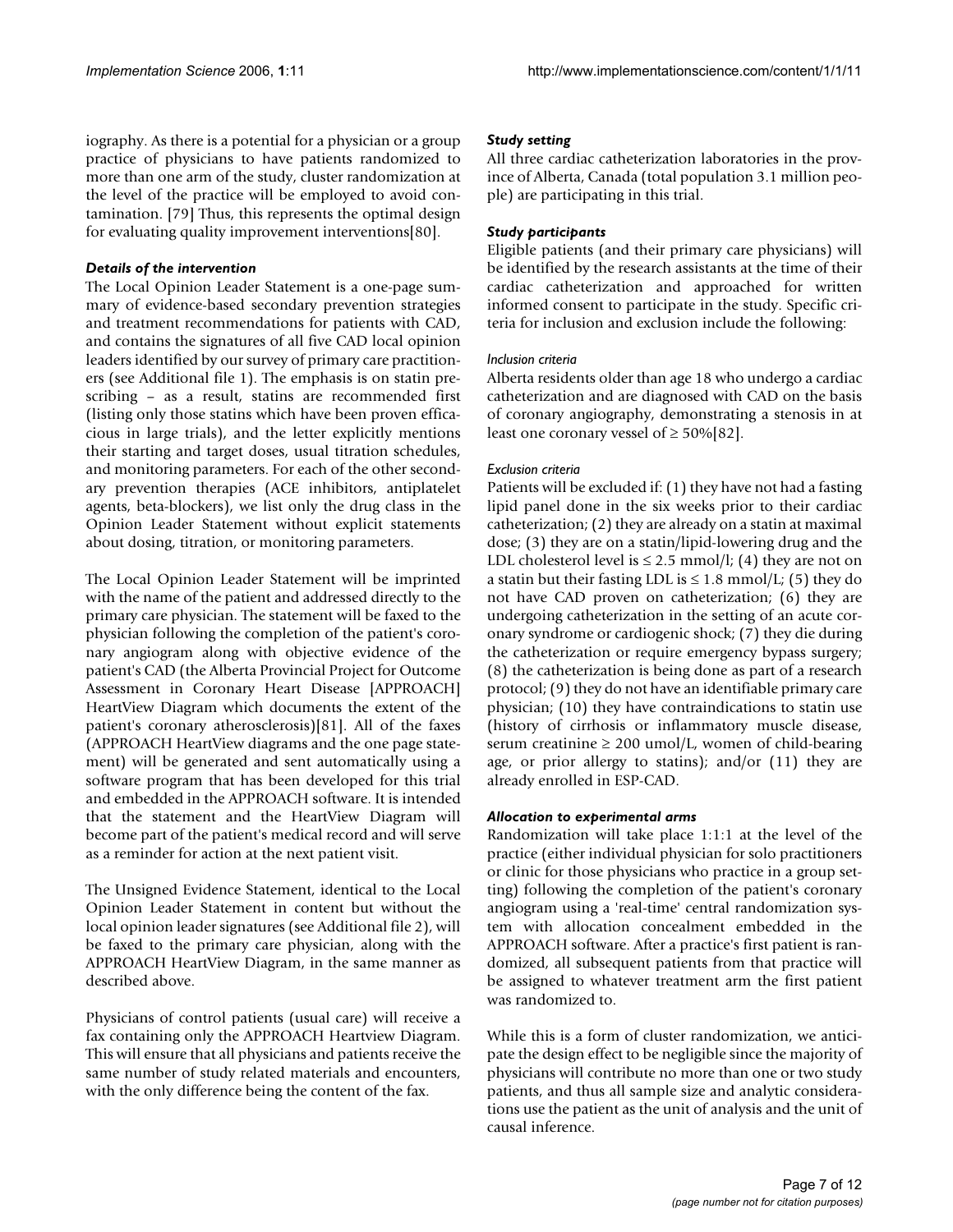iography. As there is a potential for a physician or a group practice of physicians to have patients randomized to more than one arm of the study, cluster randomization at the level of the practice will be employed to avoid contamination. [79] Thus, this represents the optimal design for evaluating quality improvement interventions[80].

### *Details of the intervention*

The Local Opinion Leader Statement is a one-page summary of evidence-based secondary prevention strategies and treatment recommendations for patients with CAD, and contains the signatures of all five CAD local opinion leaders identified by our survey of primary care practitioners (see Additional file 1). The emphasis is on statin prescribing – as a result, statins are recommended first (listing only those statins which have been proven efficacious in large trials), and the letter explicitly mentions their starting and target doses, usual titration schedules, and monitoring parameters. For each of the other secondary prevention therapies (ACE inhibitors, antiplatelet agents, beta-blockers), we list only the drug class in the Opinion Leader Statement without explicit statements about dosing, titration, or monitoring parameters.

The Local Opinion Leader Statement will be imprinted with the name of the patient and addressed directly to the primary care physician. The statement will be faxed to the physician following the completion of the patient's coronary angiogram along with objective evidence of the patient's CAD (the Alberta Provincial Project for Outcome Assessment in Coronary Heart Disease [APPROACH] HeartView Diagram which documents the extent of the patient's coronary atherosclerosis)[81]. All of the faxes (APPROACH HeartView diagrams and the one page statement) will be generated and sent automatically using a software program that has been developed for this trial and embedded in the APPROACH software. It is intended that the statement and the HeartView Diagram will become part of the patient's medical record and will serve as a reminder for action at the next patient visit.

The Unsigned Evidence Statement, identical to the Local Opinion Leader Statement in content but without the local opinion leader signatures (see Additional file 2), will be faxed to the primary care physician, along with the APPROACH HeartView Diagram, in the same manner as described above.

Physicians of control patients (usual care) will receive a fax containing only the APPROACH Heartview Diagram. This will ensure that all physicians and patients receive the same number of study related materials and encounters, with the only difference being the content of the fax.

### *Study setting*

All three cardiac catheterization laboratories in the province of Alberta, Canada (total population 3.1 million people) are participating in this trial.

### *Study participants*

Eligible patients (and their primary care physicians) will be identified by the research assistants at the time of their cardiac catheterization and approached for written informed consent to participate in the study. Specific criteria for inclusion and exclusion include the following:

#### *Inclusion criteria*

Alberta residents older than age 18 who undergo a cardiac catheterization and are diagnosed with CAD on the basis of coronary angiography, demonstrating a stenosis in at least one coronary vessel of $\geq 50\%$[82].

#### *Exclusion criteria*

Patients will be excluded if: (1) they have not had a fasting lipid panel done in the six weeks prior to their cardiac catheterization; (2) they are already on a statin at maximal dose; (3) they are on a statin/lipid-lowering drug and the LDL cholesterol level is $\leq 2.5$ mmol/l; (4) they are not on a statin but their fasting LDL is $\leq 1.8$ mmol/L; (5) they do not have CAD proven on catheterization; (6) they are undergoing catheterization in the setting of an acute coronary syndrome or cardiogenic shock; (7) they die during the catheterization or require emergency bypass surgery; (8) the catheterization is being done as part of a research protocol; (9) they do not have an identifiable primary care physician; (10) they have contraindications to statin use (history of cirrhosis or inflammatory muscle disease, serum creatinine $\geq 200$ umol/L, women of child-bearing age, or prior allergy to statins); and/or (11) they are already enrolled in ESP-CAD.

### *Allocation to experimental arms*

Randomization will take place 1:1:1 at the level of the practice (either individual physician for solo practitioners or clinic for those physicians who practice in a group setting) following the completion of the patient's coronary angiogram using a 'real-time' central randomization system with allocation concealment embedded in the APPROACH software. After a practice's first patient is randomized, all subsequent patients from that practice will be assigned to whatever treatment arm the first patient was randomized to.

While this is a form of cluster randomization, we anticipate the design effect to be negligible since the majority of physicians will contribute no more than one or two study patients, and thus all sample size and analytic considerations use the patient as the unit of analysis and the unit of causal inference.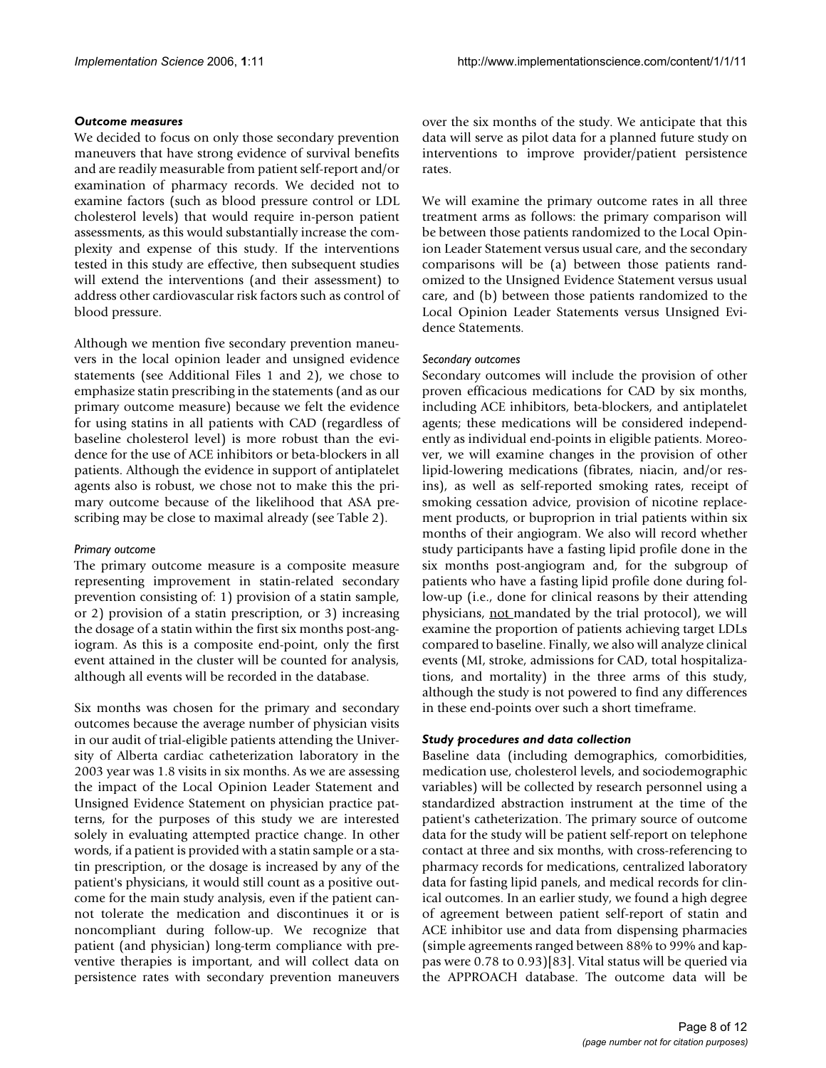### *Outcome measures*

We decided to focus on only those secondary prevention maneuvers that have strong evidence of survival benefits and are readily measurable from patient self-report and/or examination of pharmacy records. We decided not to examine factors (such as blood pressure control or LDL cholesterol levels) that would require in-person patient assessments, as this would substantially increase the complexity and expense of this study. If the interventions tested in this study are effective, then subsequent studies will extend the interventions (and their assessment) to address other cardiovascular risk factors such as control of blood pressure.

Although we mention five secondary prevention maneuvers in the local opinion leader and unsigned evidence statements (see Additional Files 1 and 2), we chose to emphasize statin prescribing in the statements (and as our primary outcome measure) because we felt the evidence for using statins in all patients with CAD (regardless of baseline cholesterol level) is more robust than the evidence for the use of ACE inhibitors or beta-blockers in all patients. Although the evidence in support of antiplatelet agents also is robust, we chose not to make this the primary outcome because of the likelihood that ASA prescribing may be close to maximal already (see Table 2).

#### *Primary outcome*

The primary outcome measure is a composite measure representing improvement in statin-related secondary prevention consisting of: 1) provision of a statin sample, or 2) provision of a statin prescription, or 3) increasing the dosage of a statin within the first six months post-angiogram. As this is a composite end-point, only the first event attained in the cluster will be counted for analysis, although all events will be recorded in the database.

Six months was chosen for the primary and secondary outcomes because the average number of physician visits in our audit of trial-eligible patients attending the University of Alberta cardiac catheterization laboratory in the 2003 year was 1.8 visits in six months. As we are assessing the impact of the Local Opinion Leader Statement and Unsigned Evidence Statement on physician practice patterns, for the purposes of this study we are interested solely in evaluating attempted practice change. In other words, if a patient is provided with a statin sample or a statin prescription, or the dosage is increased by any of the patient's physicians, it would still count as a positive outcome for the main study analysis, even if the patient cannot tolerate the medication and discontinues it or is noncompliant during follow-up. We recognize that patient (and physician) long-term compliance with preventive therapies is important, and will collect data on persistence rates with secondary prevention maneuvers over the six months of the study. We anticipate that this data will serve as pilot data for a planned future study on interventions to improve provider/patient persistence rates.

We will examine the primary outcome rates in all three treatment arms as follows: the primary comparison will be between those patients randomized to the Local Opinion Leader Statement versus usual care, and the secondary comparisons will be (a) between those patients randomized to the Unsigned Evidence Statement versus usual care, and (b) between those patients randomized to the Local Opinion Leader Statements versus Unsigned Evidence Statements.

#### *Secondary outcomes*

Secondary outcomes will include the provision of other proven efficacious medications for CAD by six months, including ACE inhibitors, beta-blockers, and antiplatelet agents; these medications will be considered independently as individual end-points in eligible patients. Moreover, we will examine changes in the provision of other lipid-lowering medications (fibrates, niacin, and/or resins), as well as self-reported smoking rates, receipt of smoking cessation advice, provision of nicotine replacement products, or buproprion in trial patients within six months of their angiogram. We also will record whether study participants have a fasting lipid profile done in the six months post-angiogram and, for the subgroup of patients who have a fasting lipid profile done during follow-up (i.e., done for clinical reasons by their attending physicians, <u>not</u> mandated by the trial protocol), we will examine the proportion of patients achieving target LDLs compared to baseline. Finally, we also will analyze clinical events (MI, stroke, admissions for CAD, total hospitalizations, and mortality) in the three arms of this study, although the study is not powered to find any differences in these end-points over such a short timeframe.

### *Study procedures and data collection*

Baseline data (including demographics, comorbidities, medication use, cholesterol levels, and sociodemographic variables) will be collected by research personnel using a standardized abstraction instrument at the time of the patient's catheterization. The primary source of outcome data for the study will be patient self-report on telephone contact at three and six months, with cross-referencing to pharmacy records for medications, centralized laboratory data for fasting lipid panels, and medical records for clinical outcomes. In an earlier study, we found a high degree of agreement between patient self-report of statin and ACE inhibitor use and data from dispensing pharmacies (simple agreements ranged between 88% to 99% and kappas were 0.78 to 0.93)[83]. Vital status will be queried via the APPROACH database. The outcome data will be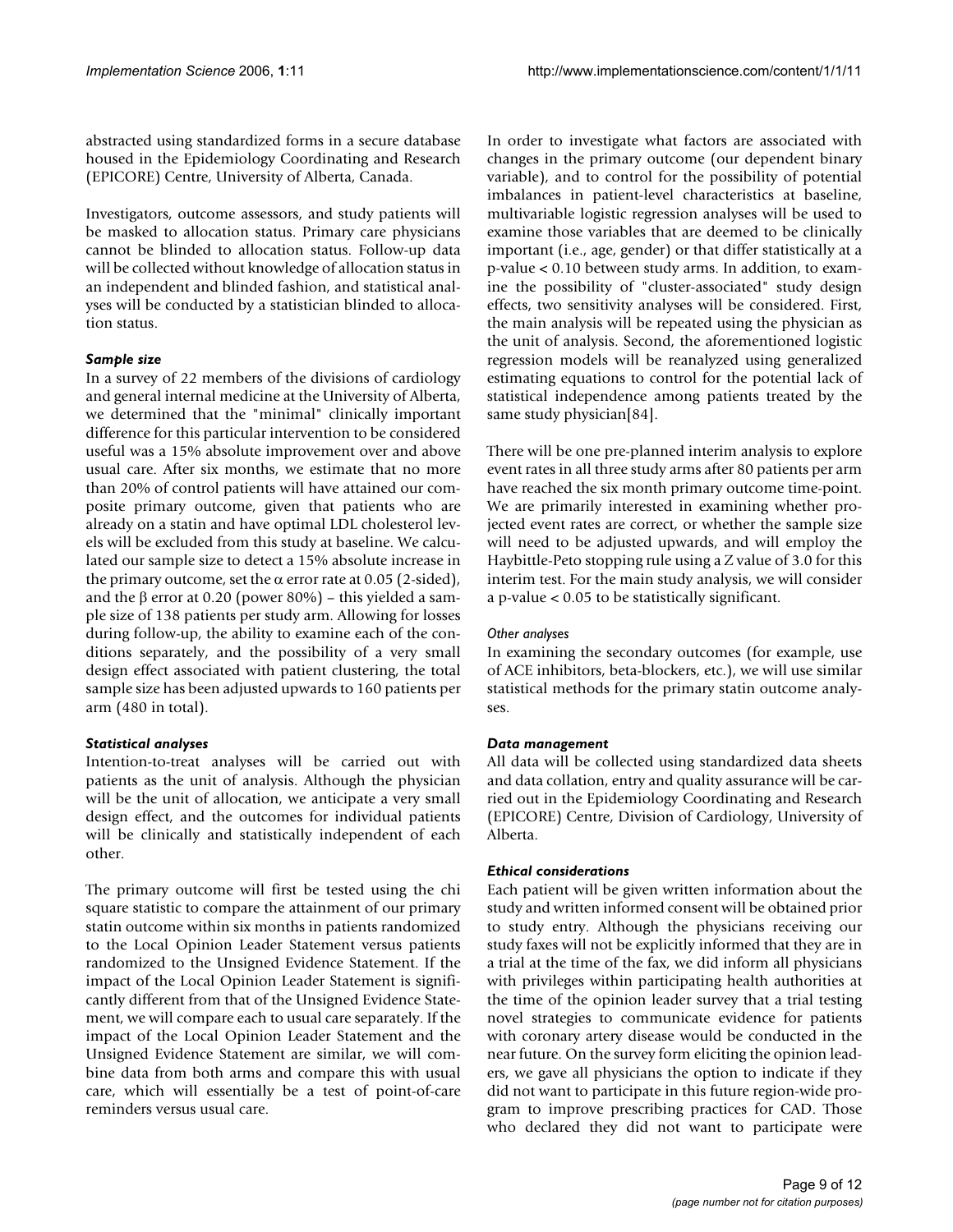abstracted using standardized forms in a secure database housed in the Epidemiology Coordinating and Research (EPICORE) Centre, University of Alberta, Canada.

Investigators, outcome assessors, and study patients will be masked to allocation status. Primary care physicians cannot be blinded to allocation status. Follow-up data will be collected without knowledge of allocation status in an independent and blinded fashion, and statistical analyses will be conducted by a statistician blinded to allocation status.

### *Sample size*

In a survey of 22 members of the divisions of cardiology and general internal medicine at the University of Alberta, we determined that the "minimal" clinically important difference for this particular intervention to be considered useful was a 15% absolute improvement over and above usual care. After six months, we estimate that no more than 20% of control patients will have attained our composite primary outcome, given that patients who are already on a statin and have optimal LDL cholesterol levels will be excluded from this study at baseline. We calculated our sample size to detect a 15% absolute increase in the primary outcome, set the $\alpha$ error rate at 0.05 (2-sided), and the $\beta$ error at 0.20 (power 80%) – this yielded a sample size of 138 patients per study arm. Allowing for losses during follow-up, the ability to examine each of the conditions separately, and the possibility of a very small design effect associated with patient clustering, the total sample size has been adjusted upwards to 160 patients per arm (480 in total).

### *Statistical analyses*

Intention-to-treat analyses will be carried out with patients as the unit of analysis. Although the physician will be the unit of allocation, we anticipate a very small design effect, and the outcomes for individual patients will be clinically and statistically independent of each other.

The primary outcome will first be tested using the chi square statistic to compare the attainment of our primary statin outcome within six months in patients randomized to the Local Opinion Leader Statement versus patients randomized to the Unsigned Evidence Statement. If the impact of the Local Opinion Leader Statement is significantly different from that of the Unsigned Evidence Statement, we will compare each to usual care separately. If the impact of the Local Opinion Leader Statement and the Unsigned Evidence Statement are similar, we will combine data from both arms and compare this with usual care, which will essentially be a test of point-of-care reminders versus usual care.

In order to investigate what factors are associated with changes in the primary outcome (our dependent binary variable), and to control for the possibility of potential imbalances in patient-level characteristics at baseline, multivariable logistic regression analyses will be used to examine those variables that are deemed to be clinically important (i.e., age, gender) or that differ statistically at a p-value $< 0.10$ between study arms. In addition, to examine the possibility of "cluster-associated" study design effects, two sensitivity analyses will be considered. First, the main analysis will be repeated using the physician as the unit of analysis. Second, the aforementioned logistic regression models will be reanalyzed using generalized estimating equations to control for the potential lack of statistical independence among patients treated by the same study physician[84].

There will be one pre-planned interim analysis to explore event rates in all three study arms after 80 patients per arm have reached the six month primary outcome time-point. We are primarily interested in examining whether projected event rates are correct, or whether the sample size will need to be adjusted upwards, and will employ the Haybittle-Peto stopping rule using a Z value of 3.0 for this interim test. For the main study analysis, we will consider a p-value $< 0.05$ to be statistically significant.

#### *Other analyses*

In examining the secondary outcomes (for example, use of ACE inhibitors, beta-blockers, etc.), we will use similar statistical methods for the primary statin outcome analyses.

### *Data management*

All data will be collected using standardized data sheets and data collation, entry and quality assurance will be carried out in the Epidemiology Coordinating and Research (EPICORE) Centre, Division of Cardiology, University of Alberta.

### *Ethical considerations*

Each patient will be given written information about the study and written informed consent will be obtained prior to study entry. Although the physicians receiving our study faxes will not be explicitly informed that they are in a trial at the time of the fax, we did inform all physicians with privileges within participating health authorities at the time of the opinion leader survey that a trial testing novel strategies to communicate evidence for patients with coronary artery disease would be conducted in the near future. On the survey form eliciting the opinion leaders, we gave all physicians the option to indicate if they did not want to participate in this future region-wide program to improve prescribing practices for CAD. Those who declared they did not want to participate were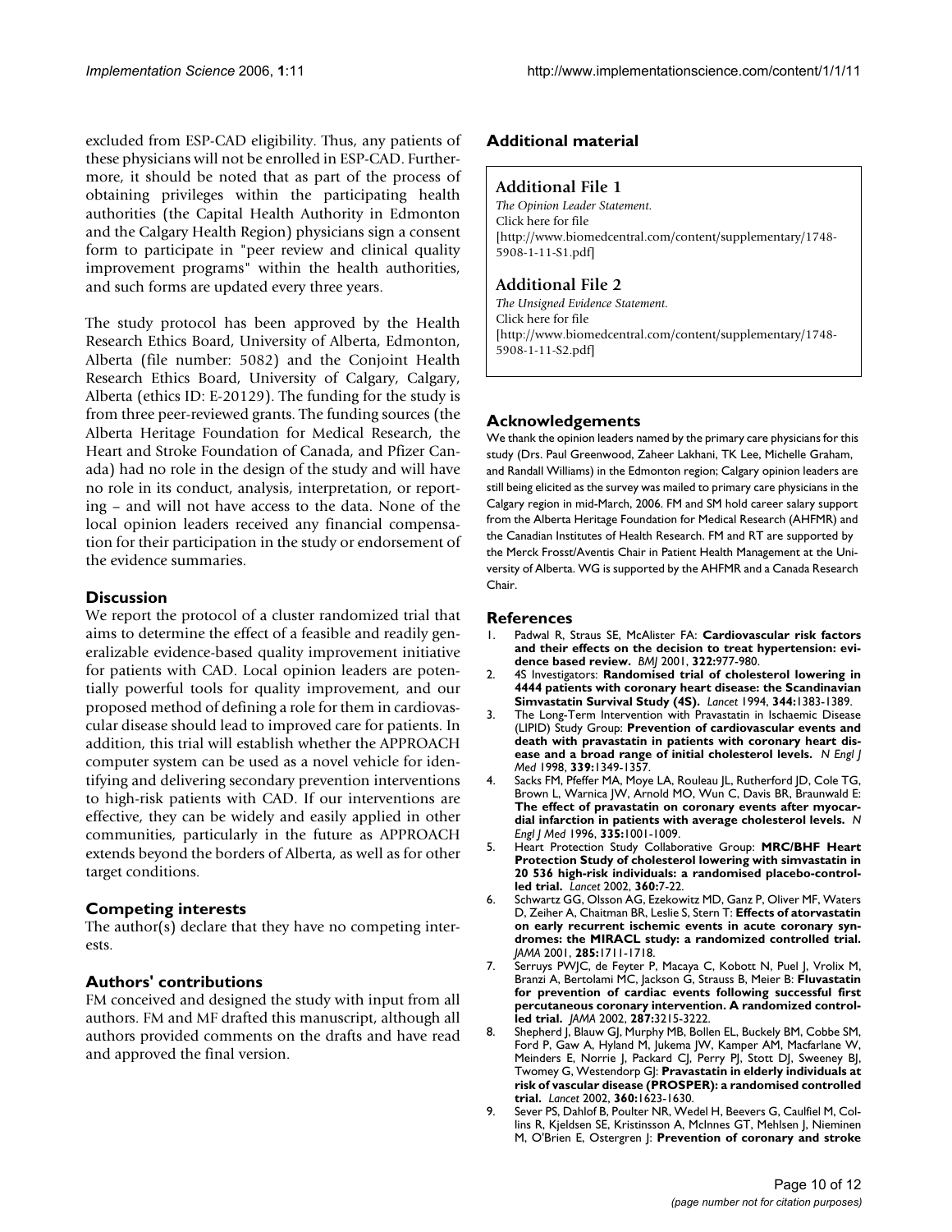excluded from ESP-CAD eligibility. Thus, any patients of these physicians will not be enrolled in ESP-CAD. Furthermore, it should be noted that as part of the process of obtaining privileges within the participating health authorities (the Capital Health Authority in Edmonton and the Calgary Health Region) physicians sign a consent form to participate in "peer review and clinical quality improvement programs" within the health authorities, and such forms are updated every three years.

The study protocol has been approved by the Health Research Ethics Board, University of Alberta, Edmonton, Alberta (file number: 5082) and the Conjoint Health Research Ethics Board, University of Calgary, Calgary, Alberta (ethics ID: E-20129). The funding for the study is from three peer-reviewed grants. The funding sources (the Alberta Heritage Foundation for Medical Research, the Heart and Stroke Foundation of Canada, and Pfizer Canada) had no role in the design of the study and will have no role in its conduct, analysis, interpretation, or reporting – and will not have access to the data. None of the local opinion leaders received any financial compensation for their participation in the study or endorsement of the evidence summaries.

## Discussion

We report the protocol of a cluster randomized trial that aims to determine the effect of a feasible and readily generalizable evidence-based quality improvement initiative for patients with CAD. Local opinion leaders are potentially powerful tools for quality improvement, and our proposed method of defining a role for them in cardiovascular disease should lead to improved care for patients. In addition, this trial will establish whether the APPROACH computer system can be used as a novel vehicle for identifying and delivering secondary prevention interventions to high-risk patients with CAD. If our interventions are effective, they can be widely and easily applied in other communities, particularly in the future as APPROACH extends beyond the borders of Alberta, as well as for other target conditions.

## Competing interests

The author(s) declare that they have no competing interests.

## Authors' contributions

FM conceived and designed the study with input from all authors. FM and MF drafted this manuscript, although all authors provided comments on the drafts and have read and approved the final version.

## Additional material

### Additional File 1

*The Opinion Leader Statement.*
Click here for file
[http://www.biomedcentral.com/content/supplementary/1748-5908-1-11-S1.pdf]

### Additional File 2

*The Unsigned Evidence Statement.*
Click here for file
[http://www.biomedcentral.com/content/supplementary/1748-5908-1-11-S2.pdf]

## Acknowledgements

We thank the opinion leaders named by the primary care physicians for this study (Drs. Paul Greenwood, Zaheer Lakhani, TK Lee, Michelle Graham, and Randall Williams) in the Edmonton region; Calgary opinion leaders are still being elicited as the survey was mailed to primary care physicians in the Calgary region in mid-March, 2006. FM and SM hold career salary support from the Alberta Heritage Foundation for Medical Research (AHFMR) and the Canadian Institutes of Health Research. FM and RT are supported by the Merck Frosst/Aventis Chair in Patient Health Management at the University of Alberta. WG is supported by the AHFMR and a Canada Research Chair.

## References

1. Padwal R, Straus SE, McAlister FA: **Cardiovascular risk factors and their effects on the decision to treat hypertension: evidence based review.** *BMJ* 2001, **322:**977-980.
2. 4S Investigators: **Randomised trial of cholesterol lowering in 4444 patients with coronary heart disease: the Scandinavian Simvastatin Survival Study (4S).** *Lancet* 1994, **344:**1383-1389.
3. The Long-Term Intervention with Pravastatin in Ischaemic Disease (LIPID) Study Group: **Prevention of cardiovascular events and death with pravastatin in patients with coronary heart disease and a broad range of initial cholesterol levels.** *N Engl J Med* 1998, **339:**1349-1357.
4. Sacks FM, Pfeffer MA, Moye LA, Rouleau JL, Rutherford JD, Cole TG, Brown L, Warnica JW, Arnold MO, Wun C, Davis BR, Braunwald E: **The effect of pravastatin on coronary events after myocardial infarction in patients with average cholesterol levels.** *N Engl J Med* 1996, **335:**1001-1009.
5. Heart Protection Study Collaborative Group: **MRC/BHF Heart Protection Study of cholesterol lowering with simvastatin in 20 536 high-risk individuals: a randomised placebo-controlled trial.** *Lancet* 2002, **360:**7-22.
6. Schwartz GG, Olsson AG, Ezekowitz MD, Ganz P, Oliver MF, Waters D, Zeiher A, Chaitman BR, Leslie S, Stern T: **Effects of atorvastatin on early recurrent ischemic events in acute coronary syndromes: the MIRACL study: a randomized controlled trial.** *JAMA* 2001, **285:**1711-1718.
7. Serruys PWJC, de Feyter P, Macaya C, Kobott N, Puel J, Vrolix M, Branzi A, Bertolami MC, Jackson G, Strauss B, Meier B: **Fluvastatin for prevention of cardiac events following successful first percutaneous coronary intervention. A randomized controlled trial.** *JAMA* 2002, **287:**3215-3222.
8. Shepherd J, Blauw GJ, Murphy MB, Bollen EL, Buckely BM, Cobbe SM, Ford P, Gaw A, Hyland M, Jukema JW, Kamper AM, Macfarlane W, Meinders E, Norrie J, Packard CJ, Perry PJ, Stott DJ, Sweeney BJ, Twomey G, Westendorp GJ: **Pravastatin in elderly individuals at risk of vascular disease (PROSPER): a randomised controlled trial.** *Lancet* 2002, **360:**1623-1630.
9. Sever PS, Dahlof B, Poulter NR, Wedel H, Beevers G, Caulfiel M, Collins R, Kjeldsen SE, Kristinsson A, McInnes GT, Mehlsen J, Nieminen M, O'Brien E, Ostergren J: **Prevention of coronary and stroke**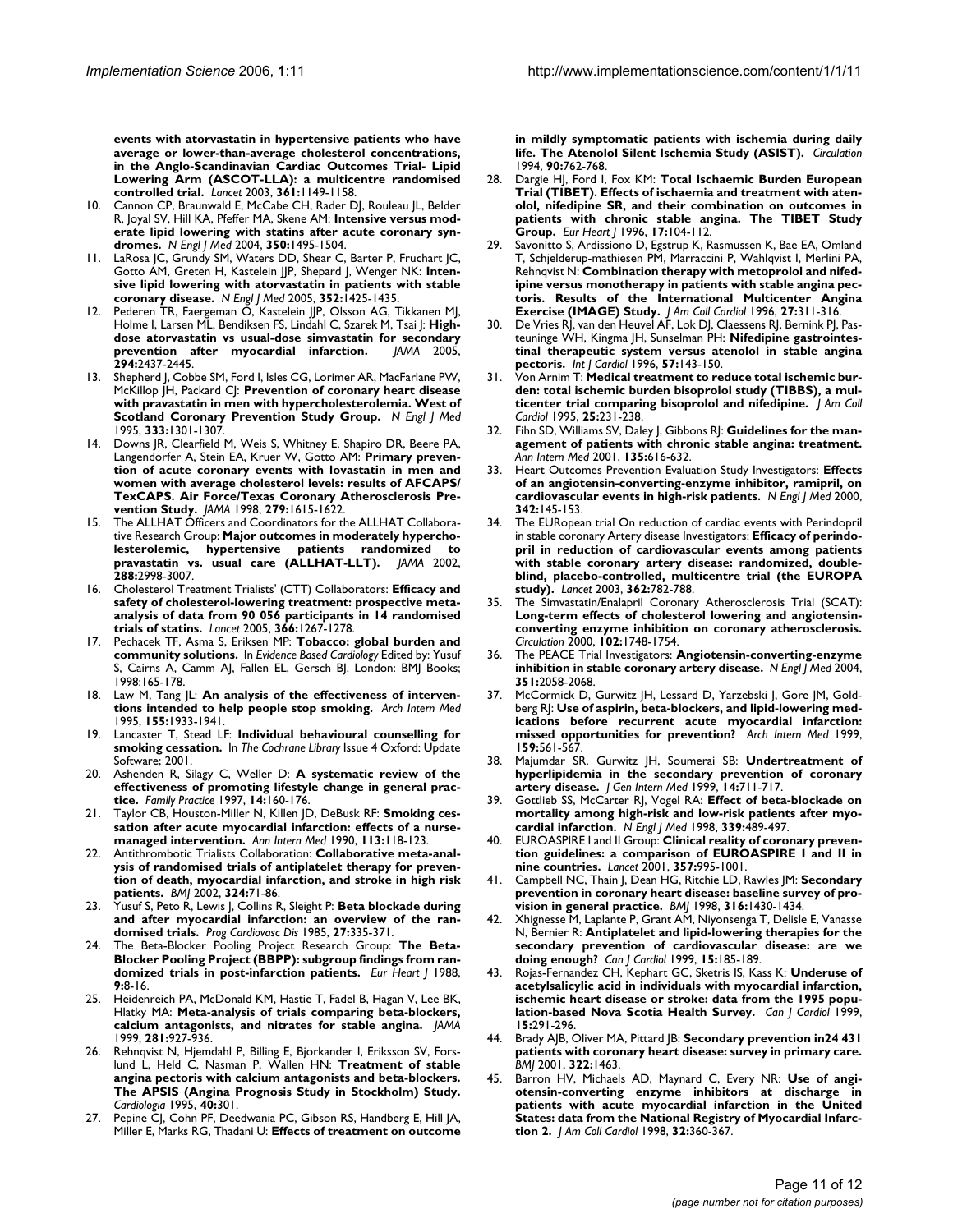**events with atorvastatin in hypertensive patients who have average or lower-than-average cholesterol concentrations, in the Anglo-Scandinavian Cardiac Outcomes Trial- Lipid Lowering Arm (ASCOT-LLA): a multicentre randomised controlled trial.** *Lancet* 2003, **361:**1149-1158.

10. Cannon CP, Braunwald E, McCabe CH, Rader DJ, Rouleau JL, Belder R, Joyal SV, Hill KA, Pfeffer MA, Skene AM: **Intensive versus moderate lipid lowering with statins after acute coronary syndromes.** *N Engl J Med* 2004, **350:**1495-1504.
11. LaRosa JC, Grundy SM, Waters DD, Shear C, Barter P, Fruchart JC, Gotto AM, Greten H, Kastelein JJP, Shepard J, Wenger NK: **Intensive lipid lowering with atorvastatin in patients with stable coronary disease.** *N Engl J Med* 2005, **352:**1425-1435.
12. Pederen TR, Faergeman O, Kastelein JJP, Olsson AG, Tikkanen MJ, Holme I, Larsen ML, Bendiksen FS, Lindahl C, Szarek M, Tsai J: **High-dose atorvastatin vs usual-dose simvastatin for secondary prevention after myocardial infarction.** *JAMA* 2005, **294:**2437-2445.
13. Shepherd J, Cobbe SM, Ford I, Isles CG, Lorimer AR, MacFarlane PW, McKillop JH, Packard CJ: **Prevention of coronary heart disease with pravastatin in men with hypercholesterolemia. West of Scotland Coronary Prevention Study Group.** *N Engl J Med* 1995, **333:**1301-1307.
14. Downs JR, Clearfield M, Weis S, Whitney E, Shapiro DR, Beere PA, Langendorfer A, Stein EA, Kruer W, Gotto AM: **Primary prevention of acute coronary events with lovastatin in men and women with average cholesterol levels: results of AFCAPS/TexCAPS. Air Force/Texas Coronary Atherosclerosis Prevention Study.** *JAMA* 1998, **279:**1615-1622.
15. The ALLHAT Officers and Coordinators for the ALLHAT Collaborative Research Group: **Major outcomes in moderately hypercholesterolemic, hypertensive patients randomized to pravastatin vs. usual care (ALLHAT-LLT).** *JAMA* 2002, **288:**2998-3007.
16. Cholesterol Treatment Trialists' (CTT) Collaborators: **Efficacy and safety of cholesterol-lowering treatment: prospective meta-analysis of data from 90 056 participants in 14 randomised trials of statins.** *Lancet* 2005, **366:**1267-1278.
17. Pechacek TF, Asma S, Eriksen MP: **Tobacco: global burden and community solutions.** In *Evidence Based Cardiology* Edited by: Yusuf S, Cairns A, Camm AJ, Fallen EL, Gersch BJ. London: BMJ Books; 1998:165-178.
18. Law M, Tang JL: **An analysis of the effectiveness of interventions intended to help people stop smoking.** *Arch Intern Med* 1995, **155:**1933-1941.
19. Lancaster T, Stead LF: **Individual behavioural counselling for smoking cessation.** In *The Cochrane Library* Issue 4 Oxford: Update Software; 2001.
20. Ashenden R, Silagy C, Weller D: **A systematic review of the effectiveness of promoting lifestyle change in general practice.** *Family Practice* 1997, **14:**160-176.
21. Taylor CB, Houston-Miller N, Killen JD, DeBusk RF: **Smoking cessation after acute myocardial infarction: effects of a nurse-managed intervention.** *Ann Intern Med* 1990, **113:**118-123.
22. Antithrombotic Trialists Collaboration: **Collaborative meta-analysis of randomised trials of antiplatelet therapy for prevention of death, myocardial infarction, and stroke in high risk patients.** *BMJ* 2002, **324:**71-86.
23. Yusuf S, Peto R, Lewis J, Collins R, Sleight P: **Beta blockade during and after myocardial infarction: an overview of the randomised trials.** *Prog Cardiovasc Dis* 1985, **27:**335-371.
24. The Beta-Blocker Pooling Project Research Group: **The Beta-Blocker Pooling Project (BBPP): subgroup findings from randomized trials in post-infarction patients.** *Eur Heart J* 1988, **9:**8-16.
25. Heidenreich PA, McDonald KM, Hastie T, Fadel B, Hagan V, Lee BK, Hlatky MA: **Meta-analysis of trials comparing beta-blockers, calcium antagonists, and nitrates for stable angina.** *JAMA* 1999, **281:**927-936.
26. Rehnqvist N, Hjemdahl P, Billing E, Bjorkander I, Eriksson SV, Forslund L, Held C, Nasman P, Wallen HN: **Treatment of stable angina pectoris with calcium antagonists and beta-blockers. The APSIS (Angina Prognosis Study in Stockholm) Study.** *Cardiologia* 1995, **40:**301.
27. Pepine CJ, Cohn PF, Deedwania PC, Gibson RS, Handberg E, Hill JA, Miller E, Marks RG, Thadani U: **Effects of treatment on outcome in mildly symptomatic patients with ischemia during daily life. The Atenolol Silent Ischemia Study (ASIST).** *Circulation* 1994, **90:**762-768.
28. Dargie HJ, Ford I, Fox KM: **Total Ischaemic Burden European Trial (TIBET). Effects of ischaemia and treatment with atenolol, nifedipine SR, and their combination on outcomes in patients with chronic stable angina. The TIBET Study Group.** *Eur Heart J* 1996, **17:**104-112.
29. Savonitto S, Ardissiono D, Egstrup K, Rasmussen K, Bae EA, Omland T, Schjelderup-mathiesen PM, Marraccini P, Wahlqvist I, Merlini PA, Rehnqvist N: **Combination therapy with metoprolol and nifedipine versus monotherapy in patients with stable angina pectoris. Results of the International Multicenter Angina Exercise (IMAGE) Study.** *J Am Coll Cardiol* 1996, **27:**311-316.
30. De Vries RJ, van den Heuvel AF, Lok DJ, Claessens RJ, Bernink PJ, Pasteuninge WH, Kingma JH, Sunselman PH: **Nifedipine gastrointestinal therapeutic system versus atenolol in stable angina pectoris.** *Int J Cardiol* 1996, **57:**143-150.
31. Von Arnim T: **Medical treatment to reduce total ischemic burden: total ischemic burden bisoprolol study (TIBBS), a multicenter trial comparing bisoprolol and nifedipine.** *J Am Coll Cardiol* 1995, **25:**231-238.
32. Fihn SD, Williams SV, Daley J, Gibbons RJ: **Guidelines for the management of patients with chronic stable angina: treatment.** *Ann Intern Med* 2001, **135:**616-632.
33. Heart Outcomes Prevention Evaluation Study Investigators: **Effects of an angiotensin-converting-enzyme inhibitor, ramipril, on cardiovascular events in high-risk patients.** *N Engl J Med* 2000, **342:**145-153.
34. The EURopean trial On reduction of cardiac events with Perindopril in stable coronary Artery disease Investigators: **Efficacy of perindopril in reduction of cardiovascular events among patients with stable coronary artery disease: randomized, double-blind, placebo-controlled, multicentre trial (the EUROPA study).** *Lancet* 2003, **362:**782-788.
35. The Simvastatin/Enalapril Coronary Atherosclerosis Trial (SCAT): **Long-term effects of cholesterol lowering and angiotensin-converting enzyme inhibition on coronary atherosclerosis.** *Circulation* 2000, **102:**1748-1754.
36. The PEACE Trial Investigators: **Angiotensin-converting-enzyme inhibition in stable coronary artery disease.** *N Engl J Med* 2004, **351:**2058-2068.
37. McCormick D, Gurwitz JH, Lessard D, Yarzebski J, Gore JM, Goldberg RJ: **Use of aspirin, beta-blockers, and lipid-lowering medications before recurrent acute myocardial infarction: missed opportunities for prevention?** *Arch Intern Med* 1999, **159:**561-567.
38. Majumdar SR, Gurwitz JH, Soumerai SB: **Undertreatment of hyperlipidemia in the secondary prevention of coronary artery disease.** *J Gen Intern Med* 1999, **14:**711-717.
39. Gottlieb SS, McCarter RJ, Vogel RA: **Effect of beta-blockade on mortality among high-risk and low-risk patients after myocardial infarction.** *N Engl J Med* 1998, **339:**489-497.
40. EUROASPIRE I and II Group: **Clinical reality of coronary prevention guidelines: a comparison of EUROASPIRE I and II in nine countries.** *Lancet* 2001, **357:**995-1001.
41. Campbell NC, Thain J, Dean HG, Ritchie LD, Rawles JM: **Secondary prevention in coronary heart disease: baseline survey of provision in general practice.** *BMJ* 1998, **316:**1430-1434.
42. Xhignesse M, Laplante P, Grant AM, Niyonsenga T, Delisle E, Vanasse N, Bernier R: **Antiplatelet and lipid-lowering therapies for the secondary prevention of cardiovascular disease: are we doing enough?** *Can J Cardiol* 1999, **15:**185-189.
43. Rojas-Fernandez CH, Kephart GC, Sketris IS, Kass K: **Underuse of acetylsalicylic acid in individuals with myocardial infarction, ischemic heart disease or stroke: data from the 1995 population-based Nova Scotia Health Survey.** *Can J Cardiol* 1999, **15:**291-296.
44. Brady AJB, Oliver MA, Pittard JB: **Secondary prevention in24 431 patients with coronary heart disease: survey in primary care.** *BMJ* 2001, **322:**1463.
45. Barron HV, Michaels AD, Maynard C, Every NR: **Use of angiotensin-converting enzyme inhibitors at discharge in patients with acute myocardial infarction in the United States: data from the National Registry of Myocardial Infarction 2.** *J Am Coll Cardiol* 1998, **32:**360-367.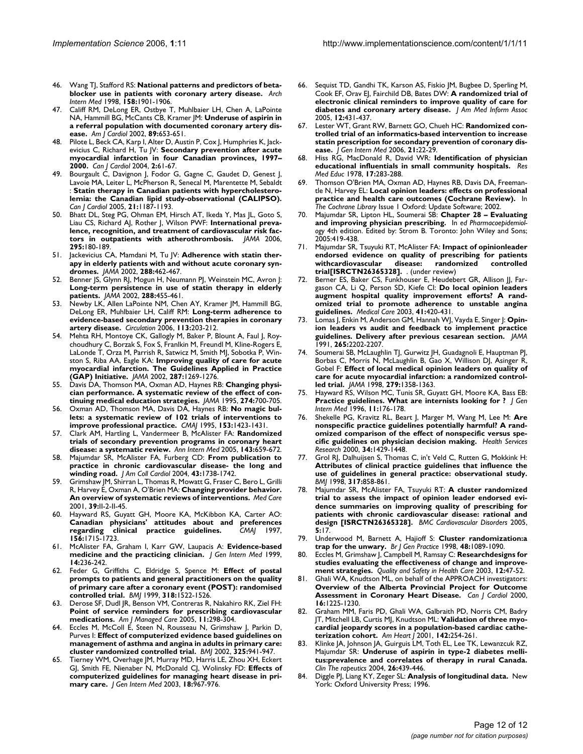46. Wang TJ, Stafford RS: **National patterns and predictors of beta-blocker use in patients with coronary artery disease.** *Arch Intern Med* 1998, **158:**1901-1906.
47. Califf RM, DeLong ER, Ostbye T, Muhlbaier LH, Chen A, LaPointe NA, Hammill BG, McCants CB, Kramer JM: **Underuse of aspirin in a referral population with documented coronary artery disease.** *Am J Cardiol* 2002, **89:**653-651.
48. Pilote L, Beck CA, Karp I, Alter D, Austin P, Cox J, Humphries K, Jackevicius C, Richard H, Tu JV: **Secondary prevention after acute myocardial infarction in four Canadian provinces, 1997–2000.** *Can J Cardiol* 2004, **2:**61-67.
49. Bourgault C, Davignon J, Fodor G, Gagne C, Gaudet D, Genest J, Lavoie MA, Leiter L, McPherson R, Senecal M, Marentette M, Sebaldt : **Statin therapy in Canadian patients with hypercholesterolemia: the Canadian lipid study-observational (CALIPSO).** *Can J Cardiol* 2005, **21:**1187-1193.
50. Bhatt DL, Steg PG, Ohman EM, Hirsch AT, Ikeda Y, Mas JL, Goto S, Liau CS, Richard AJ, Rother J, Wilson PWF: **International prevalence, recognition, and treatment of cardiovascular risk factors in outpatients with atherothrombosis.** *JAMA* 2006, **295:**180-189.
51. Jackevicius CA, Mamdani M, Tu JV: **Adherence with statin therapy in elderly patients with and without acute coronary syndromes.** *JAMA* 2002, **288:**462-467.
52. Benner JS, Glynn RJ, Mogun H, Neumann PJ, Weinstein MC, Avron J: **Long-term persistence in use of statin therapy in elderly patients.** *JAMA* 2002, **288:**455-461.
53. Newby LK, Allen LaPointe NM, Chen AY, Kramer JM, Hammill BG, DeLong ER, Muhlbaier LH, Califf RM: **Long-term adherence to evidence-based secondary prevention therapies in coronary artery disease.** *Circulation* 2006, **113:**203-212.
54. Mehta RH, Montoye CK, Gallogly M, Baker P, Blount A, Faul J, Roychoudhury C, Borzak S, Fox S, Franlkin M, Freundl M, Kline-Rogers E, LaLonde T, Orza M, Parrish R, Satwicz M, Smith MJ, Sobotka P, Winston S, Riba AA, Eagle KA: **Improving quality of care for acute myocardial infarction. The Guidelines Applied in Practice (GAP) Initiative.** *JAMA* 2002, **287:**1269-1276.
55. Davis DA, Thomson MA, Oxman AD, Haynes RB: **Changing physician performance. A systematic review of the effect of continuing medical education strategies.** *JAMA* 1995, **274:**700-705.
56. Oxman AD, Thomson MA, Davis DA, Haynes RB: **No magic bullets: a systematic review of 102 trials of interventions to improve professional practice.** *CMAJ* 1995, **153:**1423-1431.
57. Clark AM, Hartling L, Vandermeer B, McAlister FA: **Randomized trials of secondary prevention programs in coronary heart disease: a systematic review.** *Ann Intern Med* 2005, **143:**659-672.
58. Majumdar SR, McAlister FA, Furberg CD: **From publication to practice in chronic cardiovascular disease- the long and winding road.** *J Am Coll Cardiol* 2004, **43:**1738-1742.
59. Grimshaw JM, Shirran L, Thomas R, Mowatt G, Fraser C, Bero L, Grilli R, Harvey E, Oxman A, O'Brien MA: **Changing provider behavior. An overview of systematic reviews of interventions.** *Med Care* 2001, **39:**II-2-II-45.
60. Hayward RS, Guyatt GH, Moore KA, McKibbon KA, Carter AO: **Canadian physicians' attitudes about and preferences regarding clinical practice guidelines.** *CMAJ* 1997, **156:**1715-1723.
61. McAlister FA, Graham I, Karr GW, Laupacis A: **Evidence-based medicine and the practicing clinician.** *J Gen Intern Med* 1999, **14:**236-242.
62. Feder G, Griffiths C, Eldridge S, Spence M: **Effect of postal prompts to patients and general practitioners on the quality of primary care after a coronary event (POST): randomised controlled trial.** *BMJ* 1999, **318:**1522-1526.
63. Derose SF, Dudl JR, Benson VM, Contreras R, Nakahiro RK, Ziel FH: **Point of service reminders for prescribing cardiovascular medications.** *Am J Managed Care* 2005, **11:**298-304.
64. Eccles M, McColl E, Steen N, Rousseau N, Grimshaw J, Parkin D, Purves I: **Effect of computerized evidence based guidelines on management of asthma and angina in adults in primary care: cluster randomized controlled trial.** *BMJ* 2002, **325:**941-947.
65. Tierney WM, Overhage JM, Murray MD, Harris LE, Zhou XH, Eckert GJ, Smith FE, Nienaber N, McDonald CJ, Wolinsky FD: **Effects of computerized guidelines for managing heart disease in primary care.** *J Gen Intern Med* 2003, **18:**967-976.
66. Sequist TD, Gandhi TK, Karson AS, Fiskio JM, Bugbee D, Sperling M, Cook EF, Orav EJ, Fairchild DB, Bates DW: **A randomized trial of electronic clinical reminders to improve quality of care for diabetes and coronary artery disease.** *J Am Med Inform Assoc* 2005, **12:**431-437.
67. Lester WT, Grant RW, Barnett GO, Chueh HC: **Randomized controlled trial of an informatics-based intervention to increase statin prescription for secondary prevention of coronary disease.** *J Gen Intern Med* 2006, **21:**22-29.
68. Hiss RG, MacDonald R, David WR: **Identification of physician educational influentials in small community hospitals.** *Res Med Educ* 1978, **17:**283-288.
69. Thomson O'Brien MA, Oxman AD, Haynes RB, Davis DA, Freemantle N, Harvey EL: **Local opinion leaders: effects on professional practice and health care outcomes (Cochrane Review).** In *The Cochrane Library* Issue 1 Oxford: Update Software; 2002.
70. Majumdar SR, Lipton HL, Soumerai SB: **Chapter 28 – Evaluating and improving physician prescribing.** In *ed Pharmacoepidemiology* 4th edition. Edited by: Strom B. Toronto: John Wiley and Sons; 2005:419-438.
71. Majumdar SR, Tsuyuki RT, McAlister FA: **Impact of opinionleader endorsed evidence on quality of prescribing for patients withcardiovascular disease: randomized controlled trial[ISRCTN26365328].** . (under review)
72. Berner ES, Baker CS, Funkhouser E, Heudebert GR, Allison JJ, Fargason CA, Li Q, Person SD, Kiefe CI: **Do local opinion leaders augment hospital quality improvement efforts? A randomized trial to promote adherence to unstable angina guidelines.** *Medical Care* 2003, **41:**420-431.
73. Lomas J, Enkin M, Anderson GM, Hannah WJ, Vayda E, Singer J: **Opinion leaders vs audit and feedback to implement practice guidelines. Delivery after previous cesarean section.** *JAMA* 1991, **265:**2202-2207.
74. Soumerai SB, McLaughlin TJ, Gurwitz JH, Guadagnoli E, Hauptman PJ, Borbas C, Morris N, McLaughlin B, Gao X, Willison DJ, Asinger R, Gobel F: **Effect of local medical opinion leaders on quality of care for acute myocardial infarction: a randomized controlled trial.** *JAMA* 1998, **279:**1358-1363.
75. Hayward RS, Wilson MC, Tunis SR, Guyatt GH, Moore KA, Bass EB: **Practice guidelines. What are internists looking for ?** *J Gen Intern Med* 1996, **11:**176-178.
76. Shekelle PG, Kravitz RL, Beart J, Marger M, Wang M, Lee M: **Are nonspecific practice guidelines potentially harmful? A randomized comparison of the effect of nonspecific versus specific guidelines on physician decision making.** *Health Services Research* 2000, **34:**1429-1448.
77. Grol RJ, Dalhuijsen S, Thomas C, in't Veld C, Rutten G, Mokkink H: **Attributes of clinical practice guidelines that influence the use of guidelines in general practice: observational study.** *BMJ* 1998, **317:**858-861.
78. Majumdar SR, McAlister FA, Tsuyuki RT: **A cluster randomized trial to assess the impact of opinion leader endorsed evidence summaries on improving quality of prescribing for patients with chronic cardiovascular disease: rational and design [ISRCTN26365328].** *BMC Cardiovascular Disorders* 2005, **5:**17.
79. Underwood M, Barnett A, Hajioff S: **Cluster randomization:a trap for the unwary.** *Br J Gen Practice* 1998, **48:**1089-1090.
80. Eccles M, Grimshaw J, Campbell M, Ramsay C: **Researchdesigns for studies evaluating the effectiveness of change and improvement strategies.** *Quality and Safety in Health Care* 2003, **12:**47-52.
81. Ghali WA, Knudtson ML, on behalf of the APPROACH investigators: **Overview of the Alberta Provincial Project for Outcome Assessment in Coronary Heart Disease.** *Can J Cardiol* 2000, **16:**1225-1230.
82. Graham MM, Faris PD, Ghali WA, Galbraith PD, Norris CM, Badry JT, Mitchell LB, Curtis MJ, Knudtson ML: **Validation of three myocardial jeopardy scores in a population-based cardiac catheterization cohort.** *Am Heart J* 2001, **142:**254-261.
83. Klinke JA, Johnson JA, Guirguis LM, Toth EL, Lee TK, Lewanzcuk RZ, Majumdar SR: **Underuse of aspirin in type-2 diabetes mellitus:prevalence and correlates of therapy in rural Canada.** *Clin The rapeutics* 2004, **26:**439-446.
84. Diggle PJ, Liang KY, Zeger SL: **Analysis of longitudinal data.** New York: Oxford University Press; 1996.